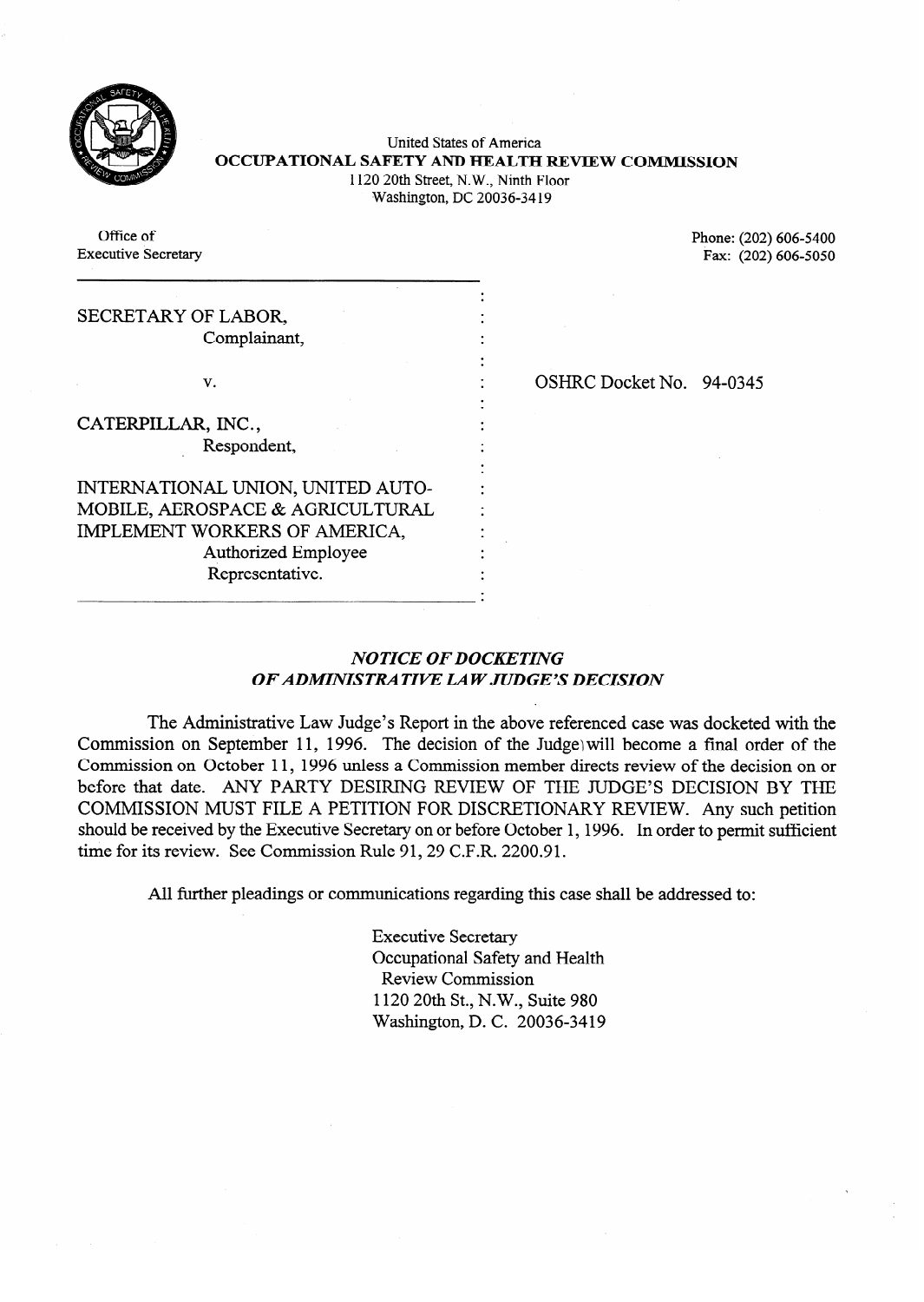United States of America
**OCCUPATIONAL SAFETY AND HEALTH REVIEW COMMISSION**
1120 20th Street, N.W., Ninth Floor
Washington, DC 20036-3419

Office of
Executive Secretary

Phone: (202) 606-5400
Fax: (202) 606-5050

SECRETARY OF LABOR,
Complainant,

v.

CATERPILLAR, INC.,
Respondent,

INTERNATIONAL UNION, UNITED AUTO-MOBILE, AEROSPACE & AGRICULTURAL IMPLEMENT WORKERS OF AMERICA,
Authorized Employee Representative.

OSHRC Docket No. 94-0345

## *NOTICE OF DOCKETING OF ADMINISTRATIVE LAW JUDGE'S DECISION*

The Administrative Law Judge's Report in the above referenced case was docketed with the Commission on September 11, 1996. The decision of the Judge will become a final order of the Commission on October 11, 1996 unless a Commission member directs review of the decision on or before that date. ANY PARTY DESIRING REVIEW OF THE JUDGE'S DECISION BY THE COMMISSION MUST FILE A PETITION FOR DISCRETIONARY REVIEW. Any such petition should be received by the Executive Secretary on or before October 1, 1996. In order to permit sufficient time for its review. See Commission Rule 91, 29 C.F.R. 2200.91.

All further pleadings or communications regarding this case shall be addressed to:

Executive Secretary
Occupational Safety and Health
Review Commission
1120 20th St., N.W., Suite 980
Washington, D. C. 20036-3419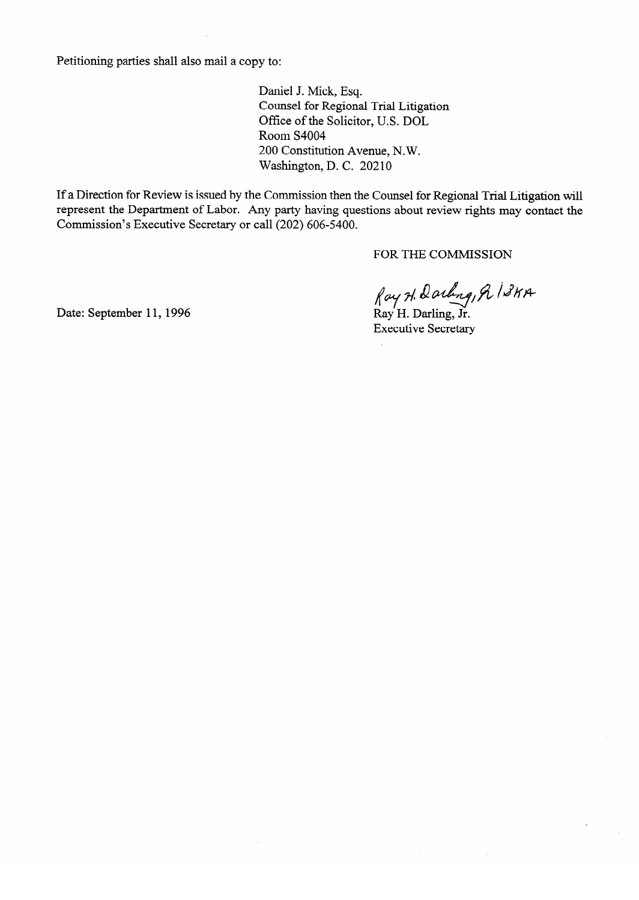Petitioning parties shall also mail a copy to:

Daniel J. Mick, Esq.
Counsel for Regional Trial Litigation
Office of the Solicitor, U.S. DOL
Room S4004
200 Constitution Avenue, N.W.
Washington, D. C. 20210

If a Direction for Review is issued by the Commission then the Counsel for Regional Trial Litigation will represent the Department of Labor. Any party having questions about review rights may contact the Commission's Executive Secretary or call (202) 606-5400.

FOR THE COMMISSION

Ray H. Darling, Jr. /SKA

Date: September 11, 1996

Ray H. Darling, Jr.
Executive Secretary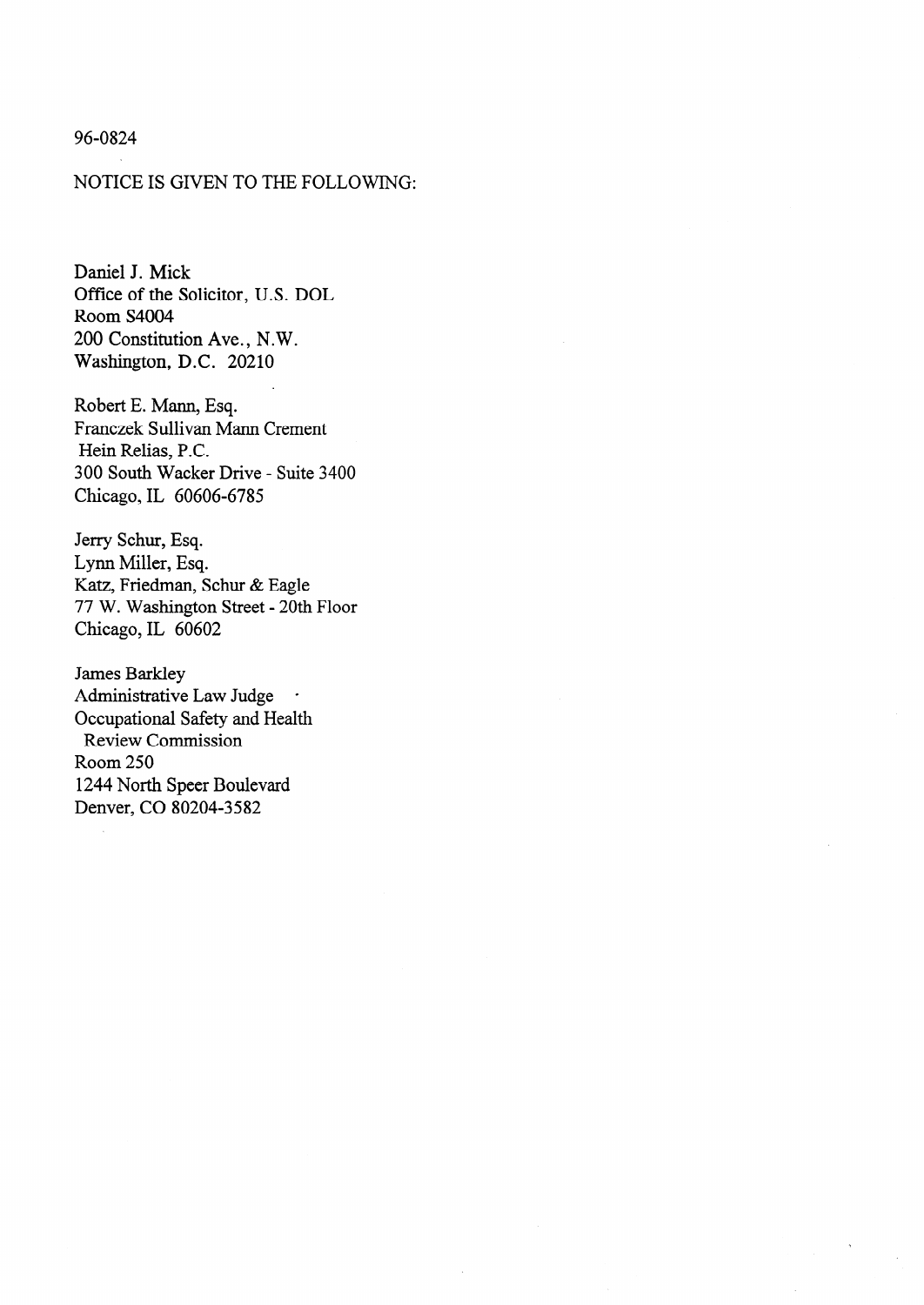96-0824

NOTICE IS GIVEN TO THE FOLLOWING:

Daniel J. Mick
Office of the Solicitor, U.S. DOL
Room S4004
200 Constitution Ave., N.W.
Washington, D.C. 20210

Robert E. Mann, Esq.
Franczek Sullivan Mann Crement
Hein Relias, P.C.
300 South Wacker Drive - Suite 3400
Chicago, IL 60606-6785

Jerry Schur, Esq.
Lynn Miller, Esq.
Katz, Friedman, Schur & Eagle
77 W. Washington Street - 20th Floor
Chicago, IL 60602

James Barkley
Administrative Law Judge
Occupational Safety and Health
Review Commission
Room 250
1244 North Speer Boulevard
Denver, CO 80204-3582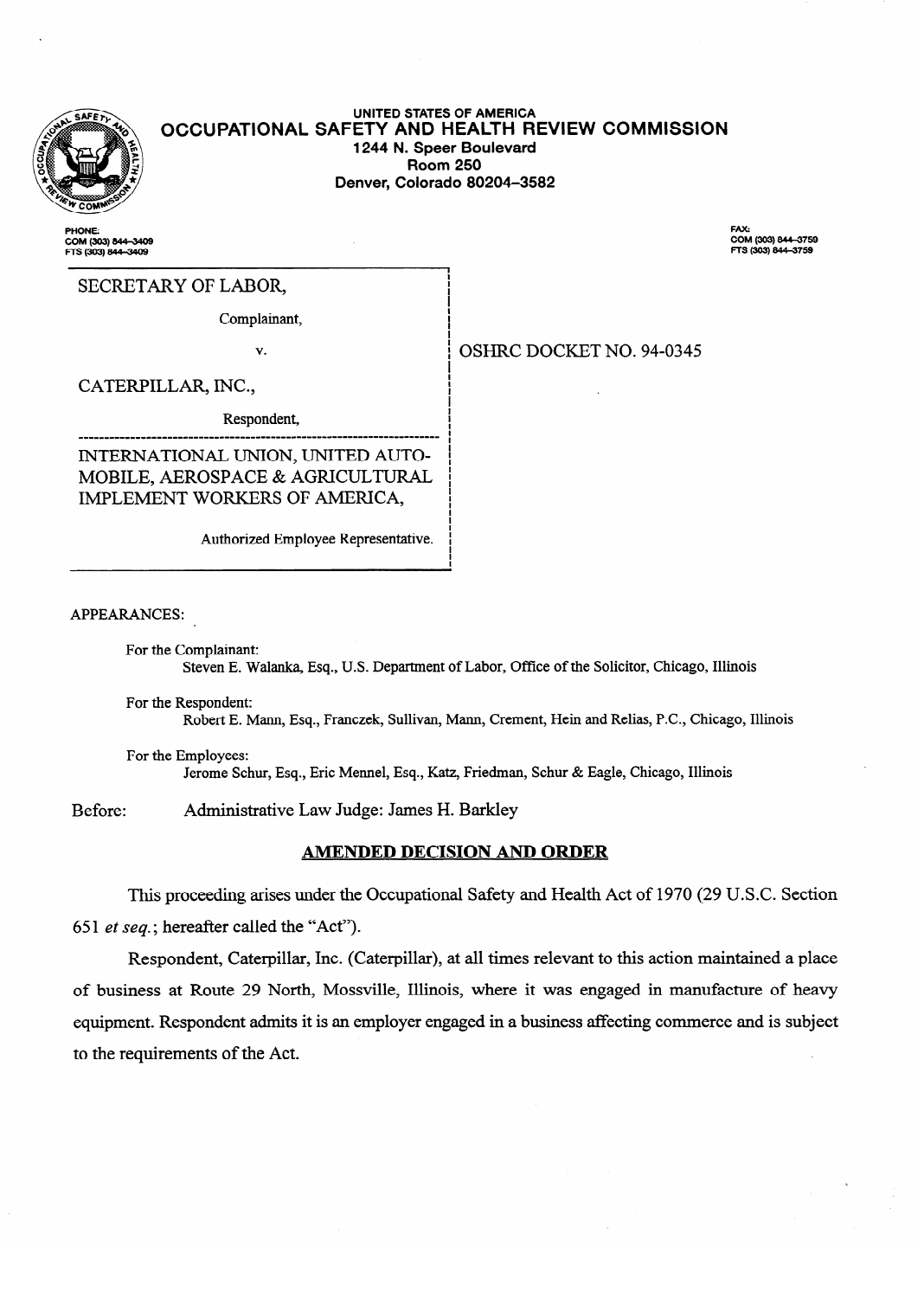UNITED STATES OF AMERICA

# OCCUPATIONAL SAFETY AND HEALTH REVIEW COMMISSION

1244 N. Speer Boulevard
Room 250
Denver, Colorado 80204-3582

PHONE:
COM (303) 844-3409
FTS (303) 844-3409

FAX:
COM (303) 844-3759
FTS (303) 844-3759

SECRETARY OF LABOR,

Complainant,

v.

CATERPILLAR, INC.,

Respondent,

INTERNATIONAL UNION, UNITED AUTOMOBILE, AEROSPACE & AGRICULTURAL IMPLEMENT WORKERS OF AMERICA,

Authorized Employee Representative.

OSHRC DOCKET NO. 94-0345

APPEARANCES:

For the Complainant:
Steven E. Walanka, Esq., U.S. Department of Labor, Office of the Solicitor, Chicago, Illinois

For the Respondent:
Robert E. Mann, Esq., Franczek, Sullivan, Mann, Crement, Hein and Relias, P.C., Chicago, Illinois

For the Employees:
Jerome Schur, Esq., Eric Mennel, Esq., Katz, Friedman, Schur & Eagle, Chicago, Illinois

Before: Administrative Law Judge: James H. Barkley

## AMENDED DECISION AND ORDER

This proceeding arises under the Occupational Safety and Health Act of 1970 (29 U.S.C. Section 651 *et seq.*; hereafter called the "Act").

Respondent, Caterpillar, Inc. (Caterpillar), at all times relevant to this action maintained a place of business at Route 29 North, Mossville, Illinois, where it was engaged in manufacture of heavy equipment. Respondent admits it is an employer engaged in a business affecting commerce and is subject to the requirements of the Act.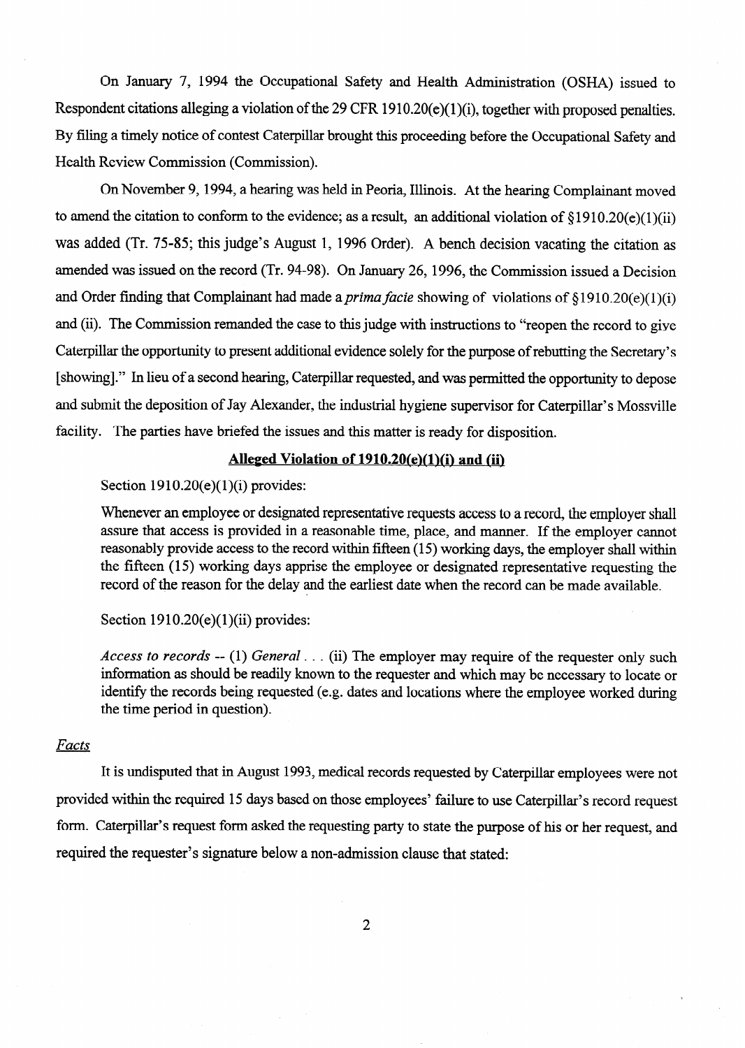On January 7, 1994 the Occupational Safety and Health Administration (OSHA) issued to Respondent citations alleging a violation of the 29 CFR 1910.20(e)(1)(i), together with proposed penalties. By filing a timely notice of contest Caterpillar brought this proceeding before the Occupational Safety and Health Review Commission (Commission).

On November 9, 1994, a hearing was held in Peoria, Illinois. At the hearing Complainant moved to amend the citation to conform to the evidence; as a result, an additional violation of §1910.20(e)(1)(ii) was added (Tr. 75-85; this judge's August 1, 1996 Order). A bench decision vacating the citation as amended was issued on the record (Tr. 94-98). On January 26, 1996, the Commission issued a Decision and Order finding that Complainant had made a *prima facie* showing of violations of §1910.20(e)(1)(i) and (ii). The Commission remanded the case to this judge with instructions to "reopen the record to give Caterpillar the opportunity to present additional evidence solely for the purpose of rebutting the Secretary's [showing]." In lieu of a second hearing, Caterpillar requested, and was permitted the opportunity to depose and submit the deposition of Jay Alexander, the industrial hygiene supervisor for Caterpillar's Mossville facility. The parties have briefed the issues and this matter is ready for disposition.

## **Alleged Violation of 1910.20(e)(1)(i) and (ii)**

Section 1910.20(e)(1)(i) provides:

> Whenever an employee or designated representative requests access to a record, the employer shall assure that access is provided in a reasonable time, place, and manner. If the employer cannot reasonably provide access to the record within fifteen (15) working days, the employer shall within the fifteen (15) working days apprise the employee or designated representative requesting the record of the reason for the delay and the earliest date when the record can be made available.

Section 1910.20(e)(1)(ii) provides:

> *Access to records* -- (1) *General* . . . (ii) The employer may require of the requester only such information as should be readily known to the requester and which may be necessary to locate or identify the records being requested (e.g. dates and locations where the employee worked during the time period in question).

*Facts*

It is undisputed that in August 1993, medical records requested by Caterpillar employees were not provided within the required 15 days based on those employees' failure to use Caterpillar's record request form. Caterpillar's request form asked the requesting party to state the purpose of his or her request, and required the requester's signature below a non-admission clause that stated: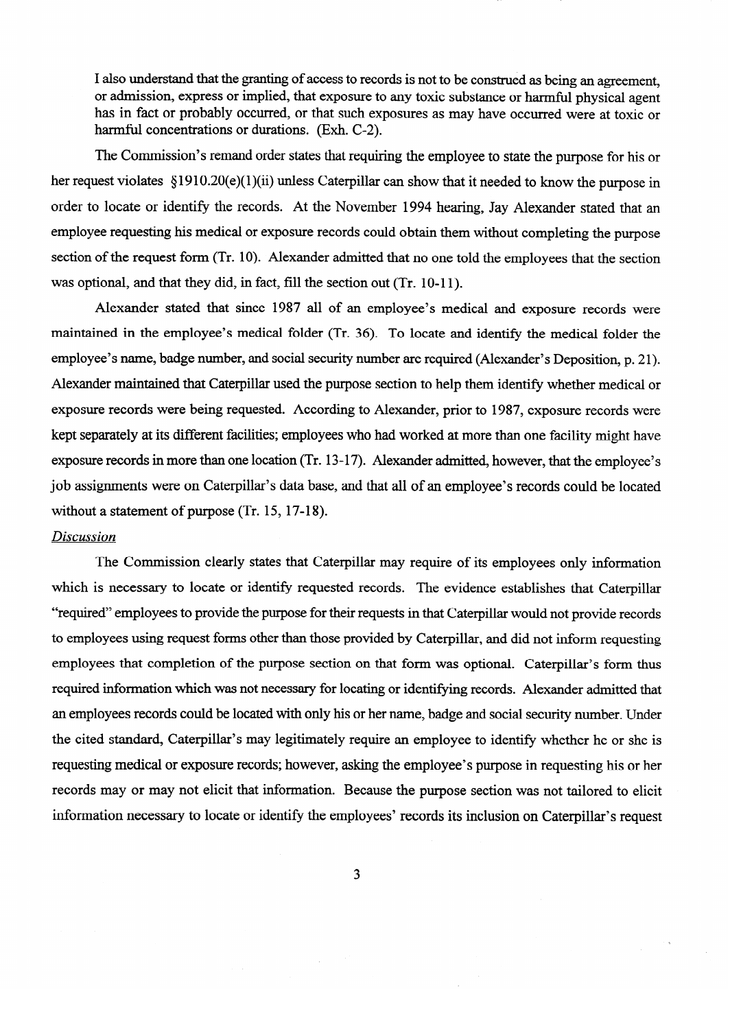I also understand that the granting of access to records is not to be construed as being an agreement, or admission, express or implied, that exposure to any toxic substance or harmful physical agent has in fact or probably occurred, or that such exposures as may have occurred were at toxic or harmful concentrations or durations. (Exh. C-2).

The Commission's remand order states that requiring the employee to state the purpose for his or her request violates §1910.20(e)(1)(ii) unless Caterpillar can show that it needed to know the purpose in order to locate or identify the records. At the November 1994 hearing, Jay Alexander stated that an employee requesting his medical or exposure records could obtain them without completing the purpose section of the request form (Tr. 10). Alexander admitted that no one told the employees that the section was optional, and that they did, in fact, fill the section out (Tr. 10-11).

Alexander stated that since 1987 all of an employee's medical and exposure records were maintained in the employee's medical folder (Tr. 36). To locate and identify the medical folder the employee's name, badge number, and social security number are required (Alexander's Deposition, p. 21). Alexander maintained that Caterpillar used the purpose section to help them identify whether medical or exposure records were being requested. According to Alexander, prior to 1987, exposure records were kept separately at its different facilities; employees who had worked at more than one facility might have exposure records in more than one location (Tr. 13-17). Alexander admitted, however, that the employee's job assignments were on Caterpillar's data base, and that all of an employee's records could be located without a statement of purpose (Tr. 15, 17-18).

*Discussion*

The Commission clearly states that Caterpillar may require of its employees only information which is necessary to locate or identify requested records. The evidence establishes that Caterpillar "required" employees to provide the purpose for their requests in that Caterpillar would not provide records to employees using request forms other than those provided by Caterpillar, and did not inform requesting employees that completion of the purpose section on that form was optional. Caterpillar's form thus required information which was not necessary for locating or identifying records. Alexander admitted that an employees records could be located with only his or her name, badge and social security number. Under the cited standard, Caterpillar's may legitimately require an employee to identify whether he or she is requesting medical or exposure records; however, asking the employee's purpose in requesting his or her records may or may not elicit that information. Because the purpose section was not tailored to elicit information necessary to locate or identify the employees' records its inclusion on Caterpillar's request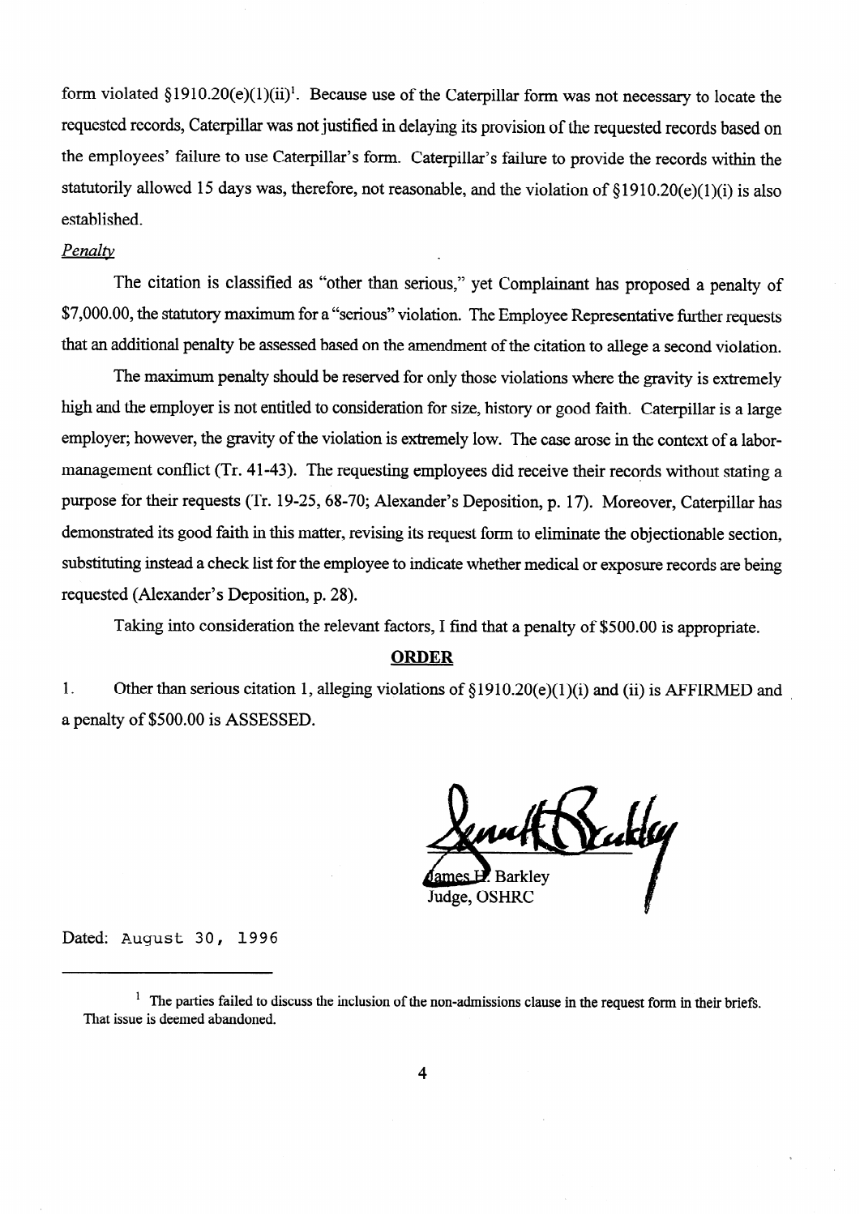form violated §1910.20(e)(1)(ii)[1]. Because use of the Caterpillar form was not necessary to locate the requested records, Caterpillar was not justified in delaying its provision of the requested records based on the employees' failure to use Caterpillar's form. Caterpillar's failure to provide the records within the statutorily allowed 15 days was, therefore, not reasonable, and the violation of §1910.20(e)(1)(i) is also established.

*Penalty*

The citation is classified as "other than serious," yet Complainant has proposed a penalty of $7,000.00, the statutory maximum for a "serious" violation. The Employee Representative further requests that an additional penalty be assessed based on the amendment of the citation to allege a second violation.

The maximum penalty should be reserved for only those violations where the gravity is extremely high and the employer is not entitled to consideration for size, history or good faith. Caterpillar is a large employer; however, the gravity of the violation is extremely low. The case arose in the context of a labor-management conflict (Tr. 41-43). The requesting employees did receive their records without stating a purpose for their requests (Tr. 19-25, 68-70; Alexander's Deposition, p. 17). Moreover, Caterpillar has demonstrated its good faith in this matter, revising its request form to eliminate the objectionable section, substituting instead a check list for the employee to indicate whether medical or exposure records are being requested (Alexander's Deposition, p. 28).

Taking into consideration the relevant factors, I find that a penalty of $500.00 is appropriate.

## ORDER

1. Other than serious citation 1, alleging violations of §1910.20(e)(1)(i) and (ii) is AFFIRMED and a penalty of $500.00 is ASSESSED.

James H. Barkley
Judge, OSHRC

Dated: August 30, 1996

[1] The parties failed to discuss the inclusion of the non-admissions clause in the request form in their briefs. That issue is deemed abandoned.